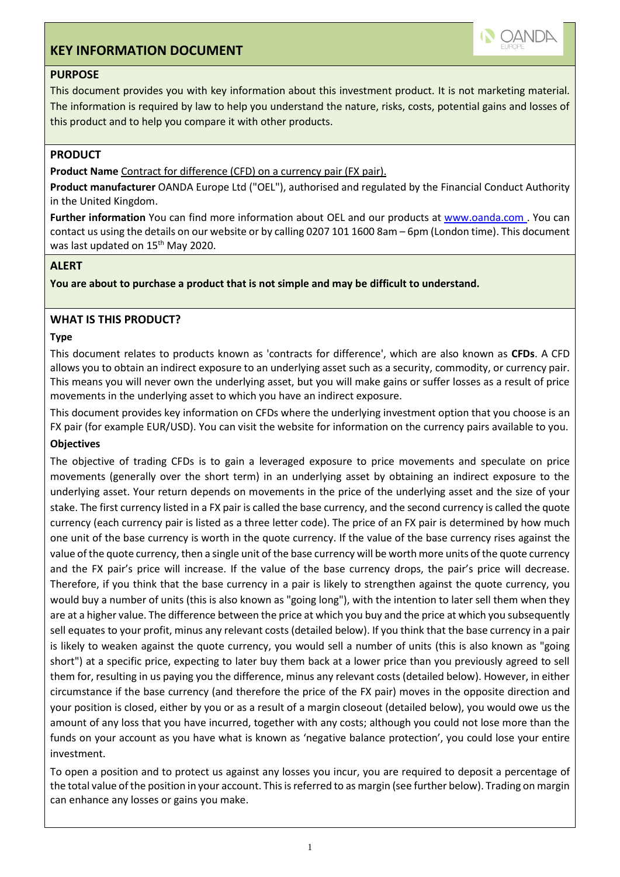# KEY INFORMATION DOCUMENT

## PURPOSE

This document provides you with key information about this investment product. It is not marketing material. The information is required by law to help you understand the nature, risks, costs, potential gains and losses of this product and to help you compare it with other products.

## PRODUCT

**Product Name** Contract for difference (CFD) on a currency pair (FX pair).

**Product manufacturer** OANDA Europe Ltd ("OEL"), authorised and regulated by the Financial Conduct Authority in the United Kingdom.

**Further information** You can find more information about OEL and our products at www.oanda.com . You can contact us using the details on our website or by calling 0207 101 1600 8am – 6pm (London time). This document was last updated on 15th May 2020.

## ALERT

**You are about to purchase a product that is not simple and may be difficult to understand.**

## WHAT IS THIS PRODUCT?

### Type

This document relates to products known as 'contracts for difference', which are also known as **CFDs**. A CFD allows you to obtain an indirect exposure to an underlying asset such as a security, commodity, or currency pair. This means you will never own the underlying asset, but you will make gains or suffer losses as a result of price movements in the underlying asset to which you have an indirect exposure.

This document provides key information on CFDs where the underlying investment option that you choose is an FX pair (for example EUR/USD). You can visit the website for information on the currency pairs available to you.

### Objectives

The objective of trading CFDs is to gain a leveraged exposure to price movements and speculate on price movements (generally over the short term) in an underlying asset by obtaining an indirect exposure to the underlying asset. Your return depends on movements in the price of the underlying asset and the size of your stake. The first currency listed in a FX pair is called the base currency, and the second currency is called the quote currency (each currency pair is listed as a three letter code). The price of an FX pair is determined by how much one unit of the base currency is worth in the quote currency. If the value of the base currency rises against the value of the quote currency, then a single unit of the base currency will be worth more units of the quote currency and the FX pair's price will increase. If the value of the base currency drops, the pair's price will decrease. Therefore, if you think that the base currency in a pair is likely to strengthen against the quote currency, you would buy a number of units (this is also known as "going long"), with the intention to later sell them when they are at a higher value. The difference between the price at which you buy and the price at which you subsequently sell equates to your profit, minus any relevant costs (detailed below). If you think that the base currency in a pair is likely to weaken against the quote currency, you would sell a number of units (this is also known as "going short") at a specific price, expecting to later buy them back at a lower price than you previously agreed to sell them for, resulting in us paying you the difference, minus any relevant costs (detailed below). However, in either circumstance if the base currency (and therefore the price of the FX pair) moves in the opposite direction and your position is closed, either by you or as a result of a margin closeout (detailed below), you would owe us the amount of any loss that you have incurred, together with any costs; although you could not lose more than the funds on your account as you have what is known as 'negative balance protection', you could lose your entire investment.

To open a position and to protect us against any losses you incur, you are required to deposit a percentage of the total value of the position in your account. This is referred to as margin (see further below). Trading on margin can enhance any losses or gains you make.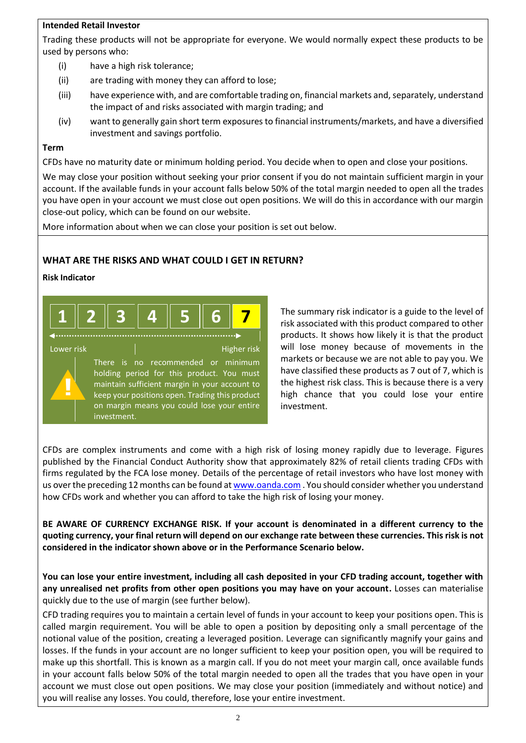**Intended Retail Investor**

Trading these products will not be appropriate for everyone. We would normally expect these products to be used by persons who:

(i) have a high risk tolerance;

(ii) are trading with money they can afford to lose;

(iii) have experience with, and are comfortable trading on, financial markets and, separately, understand the impact of and risks associated with margin trading; and

(iv) want to generally gain short term exposures to financial instruments/markets, and have a diversified investment and savings portfolio.

**Term**

CFDs have no maturity date or minimum holding period. You decide when to open and close your positions.

We may close your position without seeking your prior consent if you do not maintain sufficient margin in your account. If the available funds in your account falls below 50% of the total margin needed to open all the trades you have open in your account we must close out open positions. We will do this in accordance with our margin close-out policy, which can be found on our website.

More information about when we can close your position is set out below.

## WHAT ARE THE RISKS AND WHAT COULD I GET IN RETURN?

**Risk Indicator**

| 1 | 2 | 3 | 4 | 5 | 6 | **7** |
|---|---|---|---|---|---|---|

Lower risk — Higher risk

There is no recommended or minimum holding period for this product. You must maintain sufficient margin in your account to keep your positions open. Trading this product on margin means you could lose your entire investment.

The summary risk indicator is a guide to the level of risk associated with this product compared to other products. It shows how likely it is that the product will lose money because of movements in the markets or because we are not able to pay you. We have classified these products as 7 out of 7, which is the highest risk class. This is because there is a very high chance that you could lose your entire investment.

CFDs are complex instruments and come with a high risk of losing money rapidly due to leverage. Figures published by the Financial Conduct Authority show that approximately 82% of retail clients trading CFDs with firms regulated by the FCA lose money. Details of the percentage of retail investors who have lost money with us over the preceding 12 months can be found at www.oanda.com . You should consider whether you understand how CFDs work and whether you can afford to take the high risk of losing your money.

**BE AWARE OF CURRENCY EXCHANGE RISK. If your account is denominated in a different currency to the quoting currency, your final return will depend on our exchange rate between these currencies. This risk is not considered in the indicator shown above or in the Performance Scenario below.**

**You can lose your entire investment, including all cash deposited in your CFD trading account, together with any unrealised net profits from other open positions you may have on your account.** Losses can materialise quickly due to the use of margin (see further below).

CFD trading requires you to maintain a certain level of funds in your account to keep your positions open. This is called margin requirement. You will be able to open a position by depositing only a small percentage of the notional value of the position, creating a leveraged position. Leverage can significantly magnify your gains and losses. If the funds in your account are no longer sufficient to keep your position open, you will be required to make up this shortfall. This is known as a margin call. If you do not meet your margin call, once available funds in your account falls below 50% of the total margin needed to open all the trades that you have open in your account we must close out open positions. We may close your position (immediately and without notice) and you will realise any losses. You could, therefore, lose your entire investment.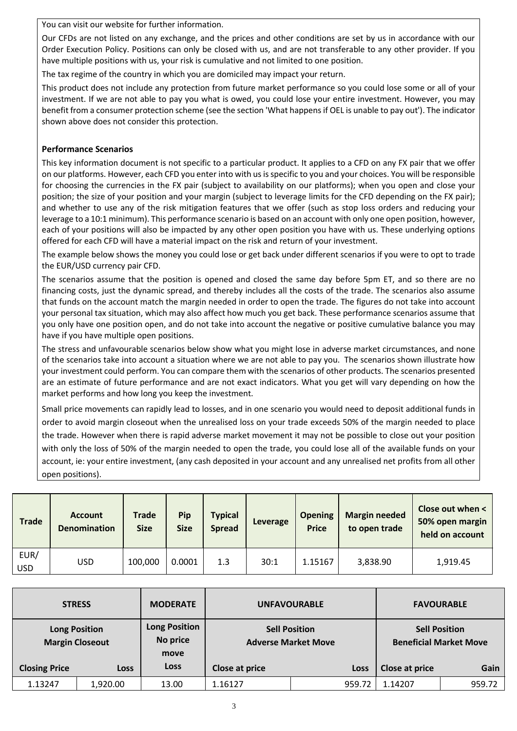You can visit our website for further information.

Our CFDs are not listed on any exchange, and the prices and other conditions are set by us in accordance with our Order Execution Policy. Positions can only be closed with us, and are not transferable to any other provider. If you have multiple positions with us, your risk is cumulative and not limited to one position.

The tax regime of the country in which you are domiciled may impact your return.

This product does not include any protection from future market performance so you could lose some or all of your investment. If we are not able to pay you what is owed, you could lose your entire investment. However, you may benefit from a consumer protection scheme (see the section 'What happens if OEL is unable to pay out'). The indicator shown above does not consider this protection.

**Performance Scenarios**

This key information document is not specific to a particular product. It applies to a CFD on any FX pair that we offer on our platforms. However, each CFD you enter into with us is specific to you and your choices. You will be responsible for choosing the currencies in the FX pair (subject to availability on our platforms); when you open and close your position; the size of your position and your margin (subject to leverage limits for the CFD depending on the FX pair); and whether to use any of the risk mitigation features that we offer (such as stop loss orders and reducing your leverage to a 10:1 minimum). This performance scenario is based on an account with only one open position, however, each of your positions will also be impacted by any other open position you have with us. These underlying options offered for each CFD will have a material impact on the risk and return of your investment.

The example below shows the money you could lose or get back under different scenarios if you were to opt to trade the EUR/USD currency pair CFD.

The scenarios assume that the position is opened and closed the same day before 5pm ET, and so there are no financing costs, just the dynamic spread, and thereby includes all the costs of the trade. The scenarios also assume that funds on the account match the margin needed in order to open the trade. The figures do not take into account your personal tax situation, which may also affect how much you get back. These performance scenarios assume that you only have one position open, and do not take into account the negative or positive cumulative balance you may have if you have multiple open positions.

The stress and unfavourable scenarios below show what you might lose in adverse market circumstances, and none of the scenarios take into account a situation where we are not able to pay you. The scenarios shown illustrate how your investment could perform. You can compare them with the scenarios of other products. The scenarios presented are an estimate of future performance and are not exact indicators. What you get will vary depending on how the market performs and how long you keep the investment.

Small price movements can rapidly lead to losses, and in one scenario you would need to deposit additional funds in order to avoid margin closeout when the unrealised loss on your trade exceeds 50% of the margin needed to place the trade. However when there is rapid adverse market movement it may not be possible to close out your position with only the loss of 50% of the margin needed to open the trade, you could lose all of the available funds on your account, ie: your entire investment, (any cash deposited in your account and any unrealised net profits from all other open positions).

| Trade | Account Denomination | Trade Size | Pip Size | Typical Spread | Leverage | Opening Price | Margin needed to open trade | Close out when < 50% open margin held on account |
|---|---|---|---|---|---|---|---|---|
| EUR/USD | USD | 100,000 | 0.0001 | 1.3 | 30:1 | 1.15167 | 3,838.90 | 1,919.45 |

| STRESS | | MODERATE | UNFAVOURABLE | | FAVOURABLE | |
|---|---|---|---|---|---|---|
| Long Position Margin Closeout | | Long Position No price move | Sell Position Adverse Market Move | | Sell Position Beneficial Market Move | |
| Closing Price | Loss | Loss | Close at price | Loss | Close at price | Gain |
| 1.13247 | 1,920.00 | 13.00 | 1.16127 | 959.72 | 1.14207 | 959.72 |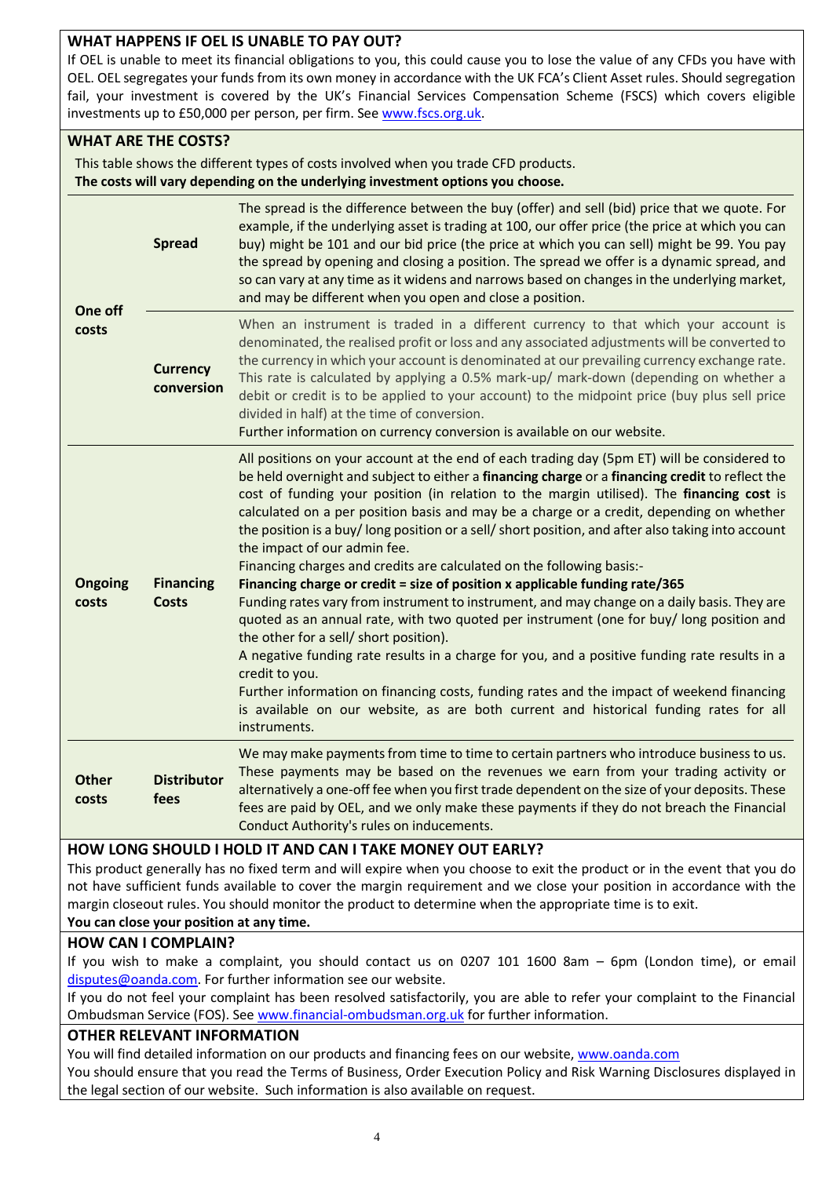## WHAT HAPPENS IF OEL IS UNABLE TO PAY OUT?

If OEL is unable to meet its financial obligations to you, this could cause you to lose the value of any CFDs you have with OEL. OEL segregates your funds from its own money in accordance with the UK FCA's Client Asset rules. Should segregation fail, your investment is covered by the UK's Financial Services Compensation Scheme (FSCS) which covers eligible investments up to £50,000 per person, per firm. See www.fscs.org.uk.

## WHAT ARE THE COSTS?

This table shows the different types of costs involved when you trade CFD products.
**The costs will vary depending on the underlying investment options you choose.**

| | | |
|---|---|---|
| **One off costs** | **Spread** | The spread is the difference between the buy (offer) and sell (bid) price that we quote. For example, if the underlying asset is trading at 100, our offer price (the price at which you can buy) might be 101 and our bid price (the price at which you can sell) might be 99. You pay the spread by opening and closing a position. The spread we offer is a dynamic spread, and so can vary at any time as it widens and narrows based on changes in the underlying market, and may be different when you open and close a position. |
| | **Currency conversion** | When an instrument is traded in a different currency to that which your account is denominated, the realised profit or loss and any associated adjustments will be converted to the currency in which your account is denominated at our prevailing currency exchange rate. This rate is calculated by applying a 0.5% mark-up/ mark-down (depending on whether a debit or credit is to be applied to your account) to the midpoint price (buy plus sell price divided in half) at the time of conversion.<br>Further information on currency conversion is available on our website. |
| **Ongoing costs** | **Financing Costs** | All positions on your account at the end of each trading day (5pm ET) will be considered to be held overnight and subject to either a **financing charge** or a **financing credit** to reflect the cost of funding your position (in relation to the margin utilised). The **financing cost** is calculated on a per position basis and may be a charge or a credit, depending on whether the position is a buy/ long position or a sell/ short position, and after also taking into account the impact of our admin fee.<br>Financing charges and credits are calculated on the following basis:-<br>**Financing charge or credit = size of position x applicable funding rate/365**<br>Funding rates vary from instrument to instrument, and may change on a daily basis. They are quoted as an annual rate, with two quoted per instrument (one for buy/ long position and the other for a sell/ short position).<br>A negative funding rate results in a charge for you, and a positive funding rate results in a credit to you.<br>Further information on financing costs, funding rates and the impact of weekend financing is available on our website, as are both current and historical funding rates for all instruments. |
| **Other costs** | **Distributor fees** | We may make payments from time to time to certain partners who introduce business to us. These payments may be based on the revenues we earn from your trading activity or alternatively a one-off fee when you first trade dependent on the size of your deposits. These fees are paid by OEL, and we only make these payments if they do not breach the Financial Conduct Authority's rules on inducements. |

## HOW LONG SHOULD I HOLD IT AND CAN I TAKE MONEY OUT EARLY?

This product generally has no fixed term and will expire when you choose to exit the product or in the event that you do not have sufficient funds available to cover the margin requirement and we close your position in accordance with the margin closeout rules. You should monitor the product to determine when the appropriate time is to exit.
**You can close your position at any time.**

## HOW CAN I COMPLAIN?

If you wish to make a complaint, you should contact us on 0207 101 1600 8am – 6pm (London time), or email disputes@oanda.com. For further information see our website.
If you do not feel your complaint has been resolved satisfactorily, you are able to refer your complaint to the Financial Ombudsman Service (FOS). See www.financial-ombudsman.org.uk for further information.

## OTHER RELEVANT INFORMATION

You will find detailed information on our products and financing fees on our website, www.oanda.com
You should ensure that you read the Terms of Business, Order Execution Policy and Risk Warning Disclosures displayed in the legal section of our website. Such information is also available on request.